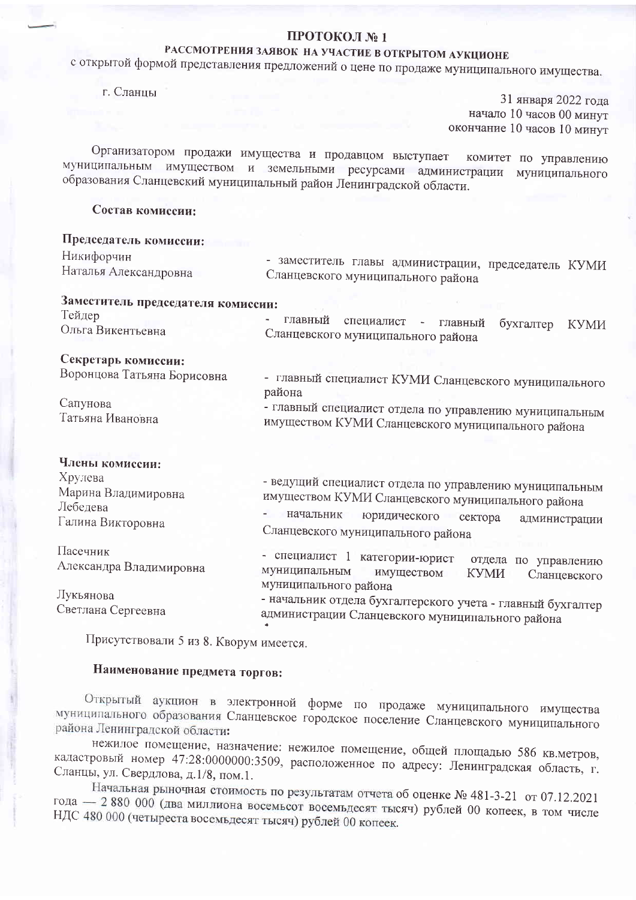# ПРОТОКОЛ № 1

## РАССМОТРЕНИЯ ЗАЯВОК НА УЧАСТИЕ В ОТКРЫТОМ АУКЦИОНЕ

с открытой формой представления предложений о цене по продаже муниципального имущества.

г. Сланцы

31 января 2022 года
начало 10 часов 00 минут
окончание 10 часов 10 минут

Организатором продажи имущества и продавцом выступает комитет по управлению муниципальным имуществом и земельными ресурсами администрации муниципального образования Сланцевский муниципальный район Ленинградской области.

**Состав комиссии:**

**Председатель комиссии:**

| | |
|---|---|
| Никифорчин Наталья Александровна | - заместитель главы администрации, председатель КУМИ Сланцевского муниципального района |

**Заместитель председателя комиссии:**

| | |
|---|---|
| Тейдер Ольга Викентьевна | - главный специалист - главный бухгалтер КУМИ Сланцевского муниципального района |

**Секретарь комиссии:**

| | |
|---|---|
| Воронцова Татьяна Борисовна | - главный специалист КУМИ Сланцевского муниципального района |
| Сапунова Татьяна Ивановна | - главный специалист отдела по управлению муниципальным имуществом КУМИ Сланцевского муниципального района |

**Члены комиссии:**

| | |
|---|---|
| Хрулева Марина Владимировна | - ведущий специалист отдела по управлению муниципальным имуществом КУМИ Сланцевского муниципального района |
| Лебедева Галина Викторовна | - начальник юридического сектора администрации Сланцевского муниципального района |
| Пасечник Александра Владимировна | - специалист 1 категории-юрист отдела по управлению муниципальным имуществом КУМИ Сланцевского муниципального района |
| Лукьянова Светлана Сергеевна | - начальник отдела бухгалтерского учета - главный бухгалтер администрации Сланцевского муниципального района |

Присутствовали 5 из 8. Кворум имеется.

**Наименование предмета торгов:**

Открытый аукцион в электронной форме по продаже муниципального имущества муниципального образования Сланцевское городское поселение Сланцевского муниципального района Ленинградской области:

нежилое помещение, назначение: нежилое помещение, общей площадью 586 кв.метров, кадастровый номер 47:28:0000000:3509, расположенное по адресу: Ленинградская область, г. Сланцы, ул. Свердлова, д.1/8, пом.1.

Начальная рыночная стоимость по результатам отчета об оценке № 481-3-21 от 07.12.2021 года — 2 880 000 (два миллиона восемьсот восемьдесят тысяч) рублей 00 копеек, в том числе НДС 480 000 (четыреста восемьдесят тысяч) рублей 00 копеек.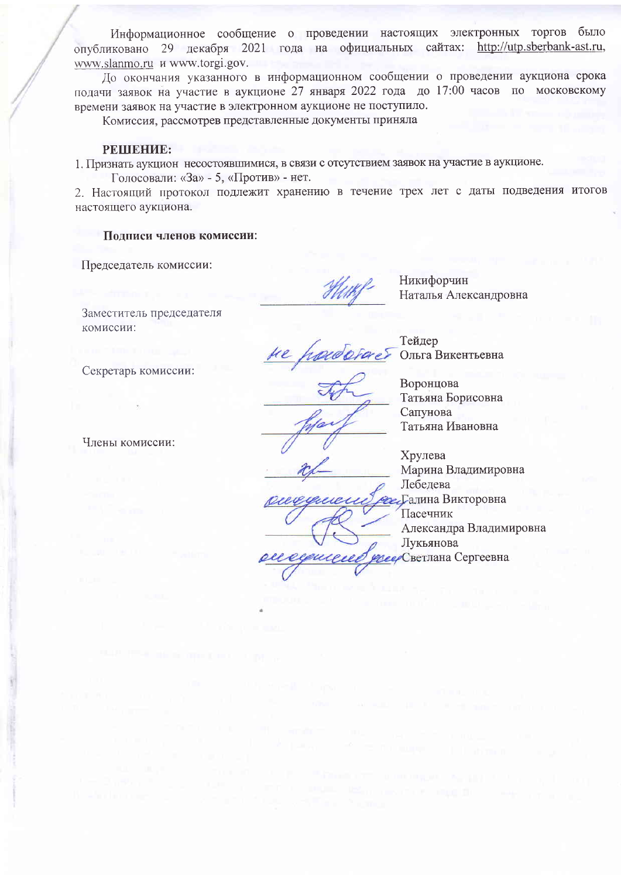Информационное сообщение о проведении настоящих электронных торгов было опубликовано 29 декабря 2021 года на официальных сайтах: http://utp.sberbank-ast.ru, www.slanmo.ru и www.torgi.gov.

До окончания указанного в информационном сообщении о проведении аукциона срока подачи заявок на участие в аукционе 27 января 2022 года до 17:00 часов по московскому времени заявок на участие в электронном аукционе не поступило.

Комиссия, рассмотрев представленные документы приняла

**РЕШЕНИЕ:**

1. Признать аукцион несостоявшимися, в связи с отсутствием заявок на участие в аукционе.

Голосовали: «За» - 5, «Против» - нет.

2. Настоящий протокол подлежит хранению в течение трех лет с даты подведения итогов настоящего аукциона.

**Подписи членов комиссии**:

Председатель комиссии: _____ Никифорчин Наталья Александровна

Заместитель председателя комиссии: не работает Тейдер Ольга Викентьевна

Секретарь комиссии: _____ Воронцова Татьяна Борисовна

_____ Сапунова Татьяна Ивановна

Члены комиссии:

_____ Хрулева Марина Владимировна

отсутствует Лебедева Галина Викторовна

_____ Пасечник Александра Владимировна

отсутствует Лукьянова Светлана Сергеевна